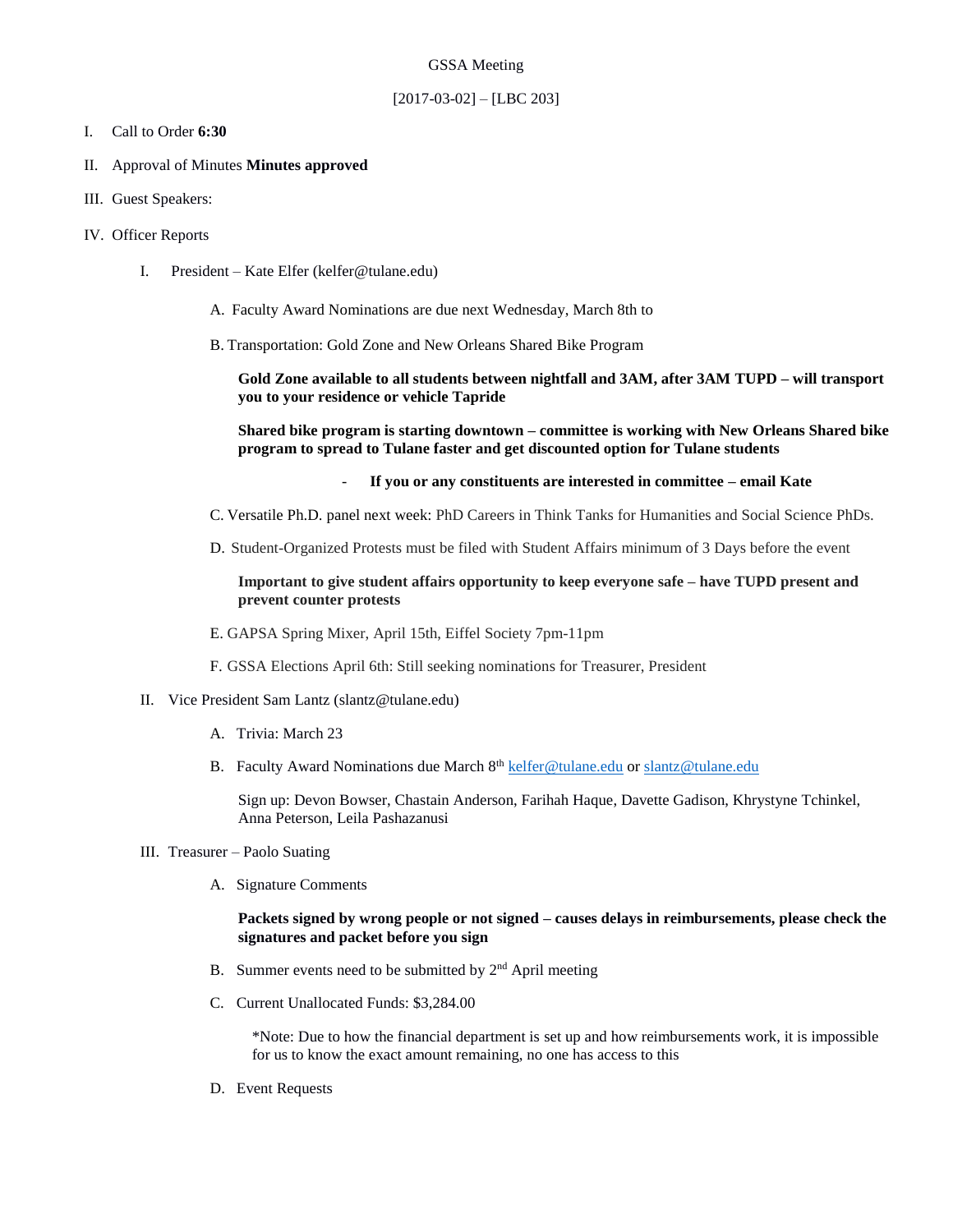GSSA Meeting

[2017-03-02] – [LBC 203]

I. Call to Order **6:30**

II. Approval of Minutes **Minutes approved**

III. Guest Speakers:

IV. Officer Reports

  I. President – Kate Elfer (kelfer@tulane.edu)

    A. Faculty Award Nominations are due next Wednesday, March 8th to

    B. Transportation: Gold Zone and New Orleans Shared Bike Program

      **Gold Zone available to all students between nightfall and 3AM, after 3AM TUPD – will transport you to your residence or vehicle Tapride**

      **Shared bike program is starting downtown – committee is working with New Orleans Shared bike program to spread to Tulane faster and get discounted option for Tulane students**

      - **If you or any constituents are interested in committee – email Kate**

    C. Versatile Ph.D. panel next week: PhD Careers in Think Tanks for Humanities and Social Science PhDs.

    D. Student-Organized Protests must be filed with Student Affairs minimum of 3 Days before the event

      **Important to give student affairs opportunity to keep everyone safe – have TUPD present and prevent counter protests**

    E. GAPSA Spring Mixer, April 15th, Eiffel Society 7pm-11pm

    F. GSSA Elections April 6th: Still seeking nominations for Treasurer, President

  II. Vice President Sam Lantz (slantz@tulane.edu)

    A. Trivia: March 23

    B. Faculty Award Nominations due March 8th [kelfer@tulane.edu](mailto:kelfer@tulane.edu) or [slantz@tulane.edu](mailto:slantz@tulane.edu)

      Sign up: Devon Bowser, Chastain Anderson, Farihah Haque, Davette Gadison, Khrystyne Tchinkel, Anna Peterson, Leila Pashazanusi

  III. Treasurer – Paolo Suating

    A. Signature Comments

      **Packets signed by wrong people or not signed – causes delays in reimbursements, please check the signatures and packet before you sign**

    B. Summer events need to be submitted by 2nd April meeting

    C. Current Unallocated Funds: $3,284.00

      *Note: Due to how the financial department is set up and how reimbursements work, it is impossible for us to know the exact amount remaining, no one has access to this

    D. Event Requests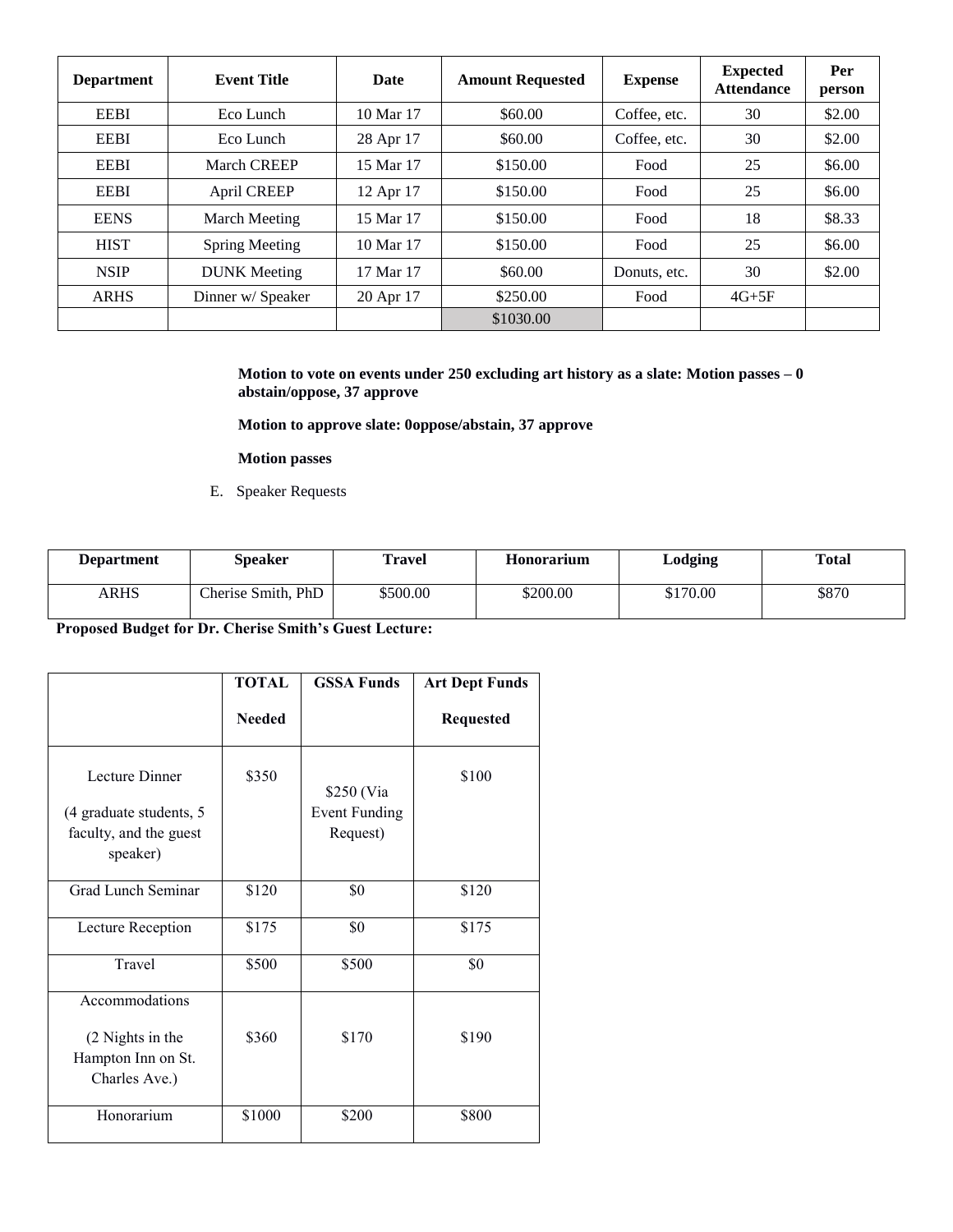| Department | Event Title | Date | Amount Requested | Expense | Expected Attendance | Per person |
|---|---|---|---|---|---|---|
| EEBI | Eco Lunch | 10 Mar 17 | $60.00 | Coffee, etc. | 30 | $2.00 |
| EEBI | Eco Lunch | 28 Apr 17 | $60.00 | Coffee, etc. | 30 | $2.00 |
| EEBI | March CREEP | 15 Mar 17 | $150.00 | Food | 25 | $6.00 |
| EEBI | April CREEP | 12 Apr 17 | $150.00 | Food | 25 | $6.00 |
| EENS | March Meeting | 15 Mar 17 | $150.00 | Food | 18 | $8.33 |
| HIST | Spring Meeting | 10 Mar 17 | $150.00 | Food | 25 | $6.00 |
| NSIP | DUNK Meeting | 17 Mar 17 | $60.00 | Donuts, etc. | 30 | $2.00 |
| ARHS | Dinner w/ Speaker | 20 Apr 17 | $250.00 | Food | 4G+5F | |
| | | | $1030.00 | | | |

**Motion to vote on events under 250 excluding art history as a slate: Motion passes – 0 abstain/oppose, 37 approve**

**Motion to approve slate: 0oppose/abstain, 37 approve**

**Motion passes**

E. Speaker Requests

| Department | Speaker | Travel | Honorarium | Lodging | Total |
|---|---|---|---|---|---|
| ARHS | Cherise Smith, PhD | $500.00 | $200.00 | $170.00 | $870 |

**Proposed Budget for Dr. Cherise Smith's Guest Lecture:**

| | TOTAL Needed | GSSA Funds | Art Dept Funds Requested |
|---|---|---|---|
| Lecture Dinner (4 graduate students, 5 faculty, and the guest speaker) | $350 | $250 (Via Event Funding Request) | $100 |
| Grad Lunch Seminar | $120 | $0 | $120 |
| Lecture Reception | $175 | $0 | $175 |
| Travel | $500 | $500 | $0 |
| Accommodations (2 Nights in the Hampton Inn on St. Charles Ave.) | $360 | $170 | $190 |
| Honorarium | $1000 | $200 | $800 |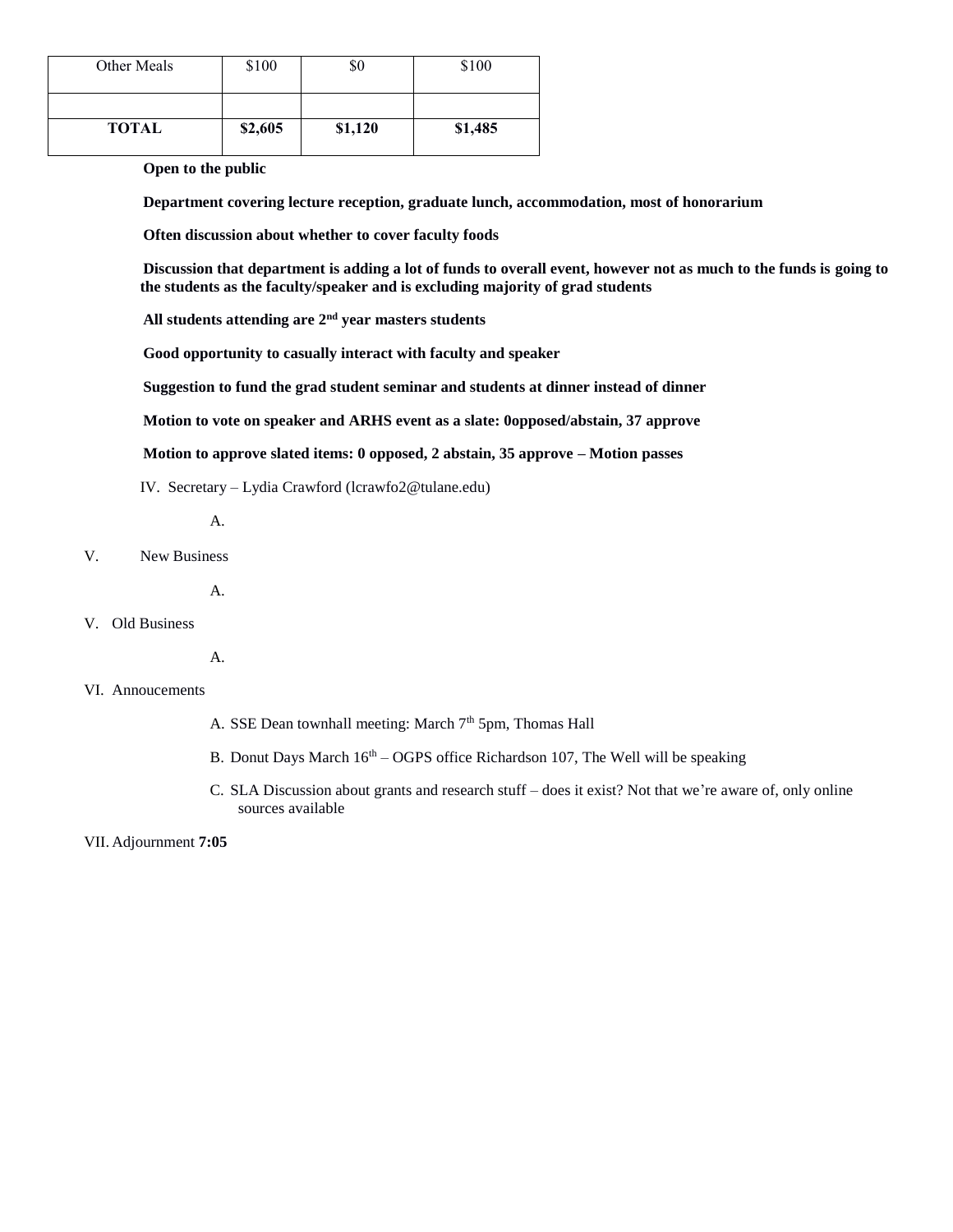| | | | |
|---|---|---|---|
| Other Meals | $100 | $0 | $100 |
| | | | |
| **TOTAL** | **$2,605** | **$1,120** | **$1,485** |

**Open to the public**

**Department covering lecture reception, graduate lunch, accommodation, most of honorarium**

**Often discussion about whether to cover faculty foods**

**Discussion that department is adding a lot of funds to overall event, however not as much to the funds is going to the students as the faculty/speaker and is excluding majority of grad students**

**All students attending are 2nd year masters students**

**Good opportunity to casually interact with faculty and speaker**

**Suggestion to fund the grad student seminar and students at dinner instead of dinner**

**Motion to vote on speaker and ARHS event as a slate: 0opposed/abstain, 37 approve**

**Motion to approve slated items: 0 opposed, 2 abstain, 35 approve – Motion passes**

IV. Secretary – Lydia Crawford (lcrawfo2@tulane.edu)

A.

V. New Business

A.

V. Old Business

A.

VI. Annoucements

A. SSE Dean townhall meeting: March 7th 5pm, Thomas Hall

B. Donut Days March 16th – OGPS office Richardson 107, The Well will be speaking

C. SLA Discussion about grants and research stuff – does it exist? Not that we're aware of, only online sources available

VII. Adjournment **7:05**